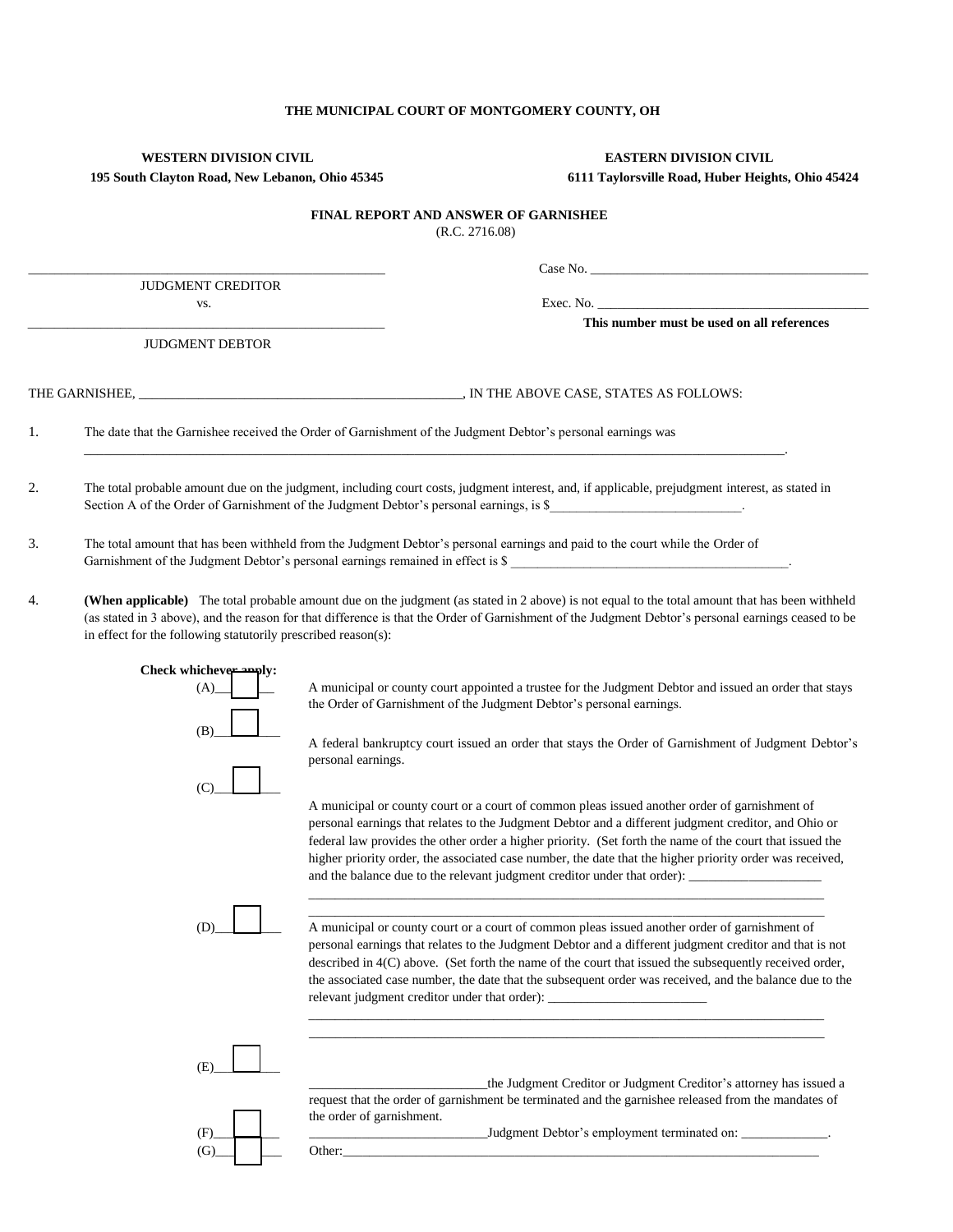**THE MUNICIPAL COURT OF MONTGOMERY COUNTY, OH**

**WESTERN DIVISION CIVIL**
**195 South Clayton Road, New Lebanon, Ohio 45345**

**EASTERN DIVISION CIVIL**
**6111 Taylorsville Road, Huber Heights, Ohio 45424**

**FINAL REPORT AND ANSWER OF GARNISHEE**
(R.C. 2716.08)

_______________________________________________
JUDGMENT CREDITOR
vs.
_______________________________________________
JUDGMENT DEBTOR

Case No. ________________________________________

Exec. No. ________________________________________
**This number must be used on all references**

THE GARNISHEE, ______________________________________________, IN THE ABOVE CASE, STATES AS FOLLOWS:

1. The date that the Garnishee received the Order of Garnishment of the Judgment Debtor's personal earnings was ______________________________________________________________________________________________________.

2. The total probable amount due on the judgment, including court costs, judgment interest, and, if applicable, prejudgment interest, as stated in Section A of the Order of Garnishment of the Judgment Debtor's personal earnings, is $_____________________________.

3. The total amount that has been withheld from the Judgment Debtor's personal earnings and paid to the court while the Order of Garnishment of the Judgment Debtor's personal earnings remained in effect is $ __________________________________________.

4. **(When applicable)** The total probable amount due on the judgment (as stated in 2 above) is not equal to the total amount that has been withheld (as stated in 3 above), and the reason for that difference is that the Order of Garnishment of the Judgment Debtor's personal earnings ceased to be in effect for the following statutorily prescribed reason(s):

**Check whichever apply:**

(A) ☐ A municipal or county court appointed a trustee for the Judgment Debtor and issued an order that stays the Order of Garnishment of the Judgment Debtor's personal earnings.

(B) ☐ A federal bankruptcy court issued an order that stays the Order of Garnishment of Judgment Debtor's personal earnings.

(C) ☐ A municipal or county court or a court of common pleas issued another order of garnishment of personal earnings that relates to the Judgment Debtor and a different judgment creditor, and Ohio or federal law provides the other order a higher priority. (Set forth the name of the court that issued the higher priority order, the associated case number, the date that the higher priority order was received, and the balance due to the relevant judgment creditor under that order): ____________________
_________________________________________________________________________________
_________________________________________________________________________________

(D) ☐ A municipal or county court or a court of common pleas issued another order of garnishment of personal earnings that relates to the Judgment Debtor and a different judgment creditor and that is not described in 4(C) above. (Set forth the name of the court that issued the subsequently received order, the associated case number, the date that the subsequent order was received, and the balance due to the relevant judgment creditor under that order): ________________________
_________________________________________________________________________________
_________________________________________________________________________________

(E) ☐ ___________________________the Judgment Creditor or Judgment Creditor's attorney has issued a request that the order of garnishment be terminated and the garnishee released from the mandates of the order of garnishment.

(F) ☐ ___________________________Judgment Debtor's employment terminated on: _____________.

(G) ☐ Other:_____________________________________________________________________________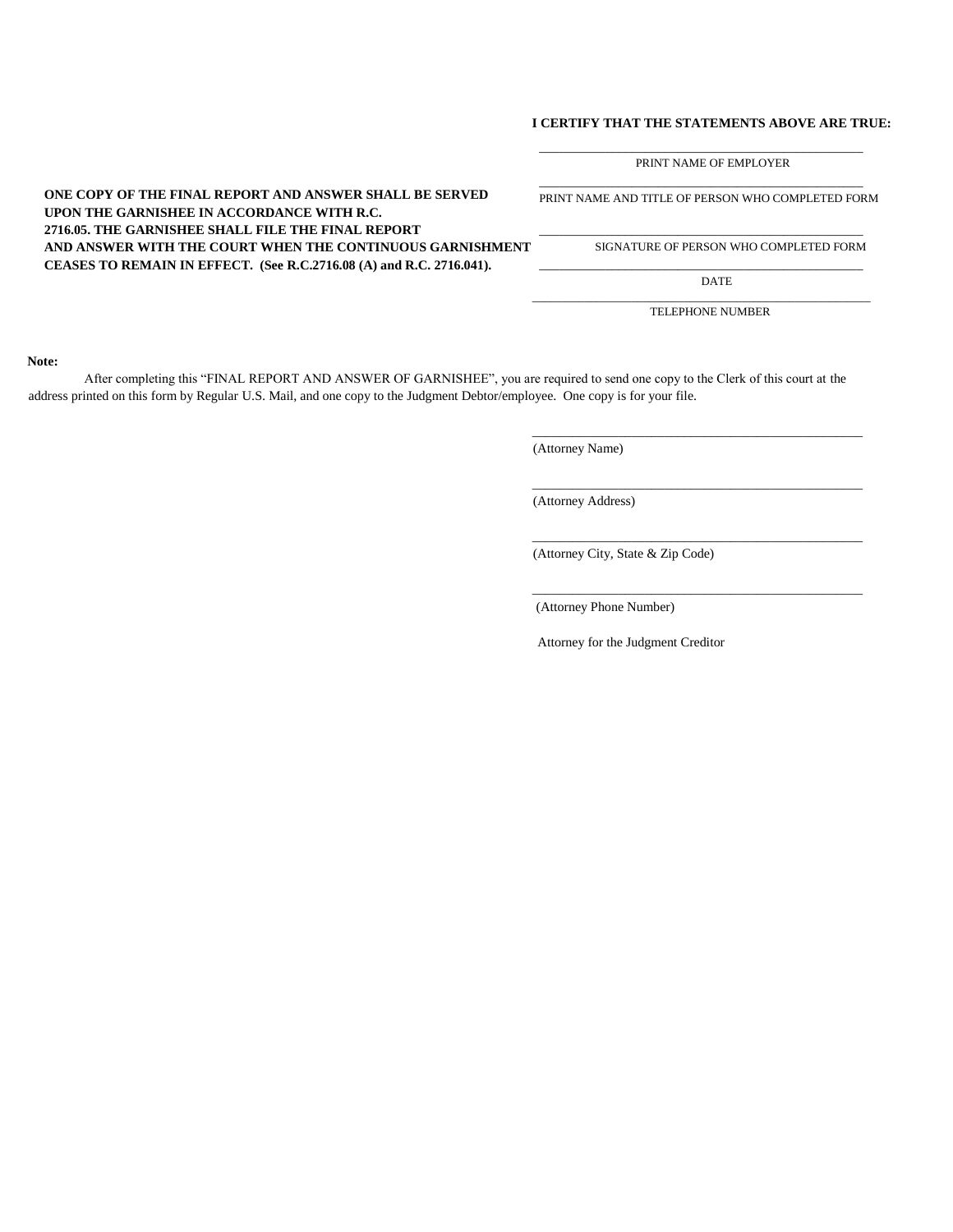**I CERTIFY THAT THE STATEMENTS ABOVE ARE TRUE:**

\_\_\_\_\_\_\_\_\_\_\_\_\_\_\_\_\_\_\_\_\_\_\_\_\_\_\_\_\_\_\_\_\_\_\_\_\_\_\_\_\_\_\_\_\_\_\_\_\_\_\_\_
PRINT NAME OF EMPLOYER

\_\_\_\_\_\_\_\_\_\_\_\_\_\_\_\_\_\_\_\_\_\_\_\_\_\_\_\_\_\_\_\_\_\_\_\_\_\_\_\_\_\_\_\_\_\_\_\_\_\_\_\_
PRINT NAME AND TITLE OF PERSON WHO COMPLETED FORM

\_\_\_\_\_\_\_\_\_\_\_\_\_\_\_\_\_\_\_\_\_\_\_\_\_\_\_\_\_\_\_\_\_\_\_\_\_\_\_\_\_\_\_\_\_\_\_\_\_\_\_\_
SIGNATURE OF PERSON WHO COMPLETED FORM

\_\_\_\_\_\_\_\_\_\_\_\_\_\_\_\_\_\_\_\_\_\_\_\_\_\_\_\_\_\_\_\_\_\_\_\_\_\_\_\_\_\_\_\_\_\_\_\_\_\_\_\_
DATE

\_\_\_\_\_\_\_\_\_\_\_\_\_\_\_\_\_\_\_\_\_\_\_\_\_\_\_\_\_\_\_\_\_\_\_\_\_\_\_\_\_\_\_\_\_\_\_\_\_\_\_\_
TELEPHONE NUMBER

**ONE COPY OF THE FINAL REPORT AND ANSWER SHALL BE SERVED UPON THE GARNISHEE IN ACCORDANCE WITH R.C. 2716.05. THE GARNISHEE SHALL FILE THE FINAL REPORT AND ANSWER WITH THE COURT WHEN THE CONTINUOUS GARNISHMENT CEASES TO REMAIN IN EFFECT. (See R.C.2716.08 (A) and R.C. 2716.041).**

**Note:**

After completing this "FINAL REPORT AND ANSWER OF GARNISHEE", you are required to send one copy to the Clerk of this court at the address printed on this form by Regular U.S. Mail, and one copy to the Judgment Debtor/employee. One copy is for your file.

\_\_\_\_\_\_\_\_\_\_\_\_\_\_\_\_\_\_\_\_\_\_\_\_\_\_\_\_\_\_\_\_\_\_\_\_\_\_\_\_\_\_\_\_\_\_\_\_\_\_\_\_
(Attorney Name)

\_\_\_\_\_\_\_\_\_\_\_\_\_\_\_\_\_\_\_\_\_\_\_\_\_\_\_\_\_\_\_\_\_\_\_\_\_\_\_\_\_\_\_\_\_\_\_\_\_\_\_\_
(Attorney Address)

\_\_\_\_\_\_\_\_\_\_\_\_\_\_\_\_\_\_\_\_\_\_\_\_\_\_\_\_\_\_\_\_\_\_\_\_\_\_\_\_\_\_\_\_\_\_\_\_\_\_\_\_
(Attorney City, State & Zip Code)

\_\_\_\_\_\_\_\_\_\_\_\_\_\_\_\_\_\_\_\_\_\_\_\_\_\_\_\_\_\_\_\_\_\_\_\_\_\_\_\_\_\_\_\_\_\_\_\_\_\_\_\_
(Attorney Phone Number)

Attorney for the Judgment Creditor